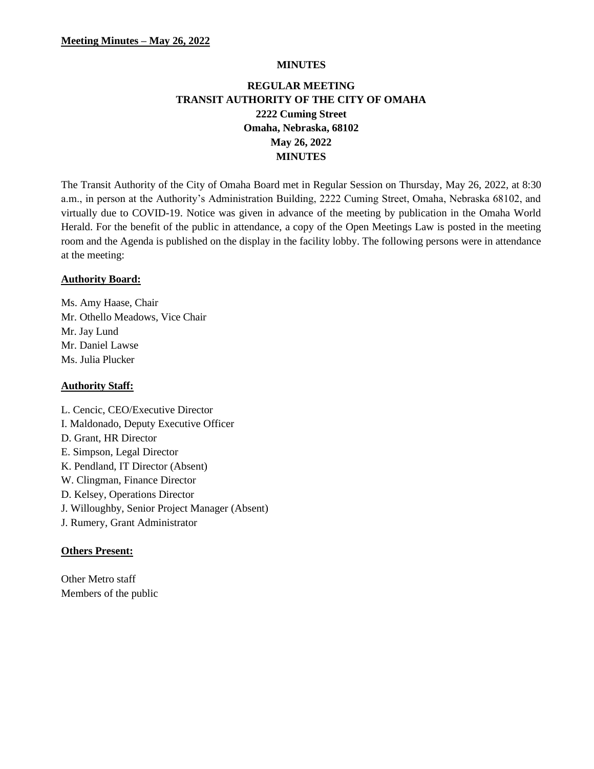**Meeting Minutes – May 26, 2022**

**MINUTES**

**REGULAR MEETING**
**TRANSIT AUTHORITY OF THE CITY OF OMAHA**
**2222 Cuming Street**
**Omaha, Nebraska, 68102**
**May 26, 2022**
**MINUTES**

The Transit Authority of the City of Omaha Board met in Regular Session on Thursday, May 26, 2022, at 8:30 a.m., in person at the Authority's Administration Building, 2222 Cuming Street, Omaha, Nebraska 68102, and virtually due to COVID-19. Notice was given in advance of the meeting by publication in the Omaha World Herald. For the benefit of the public in attendance, a copy of the Open Meetings Law is posted in the meeting room and the Agenda is published on the display in the facility lobby. The following persons were in attendance at the meeting:

**Authority Board:**

Ms. Amy Haase, Chair
Mr. Othello Meadows, Vice Chair
Mr. Jay Lund
Mr. Daniel Lawse
Ms. Julia Plucker

**Authority Staff:**

L. Cencic, CEO/Executive Director
I. Maldonado, Deputy Executive Officer
D. Grant, HR Director
E. Simpson, Legal Director
K. Pendland, IT Director (Absent)
W. Clingman, Finance Director
D. Kelsey, Operations Director
J. Willoughby, Senior Project Manager (Absent)
J. Rumery, Grant Administrator

**Others Present:**

Other Metro staff
Members of the public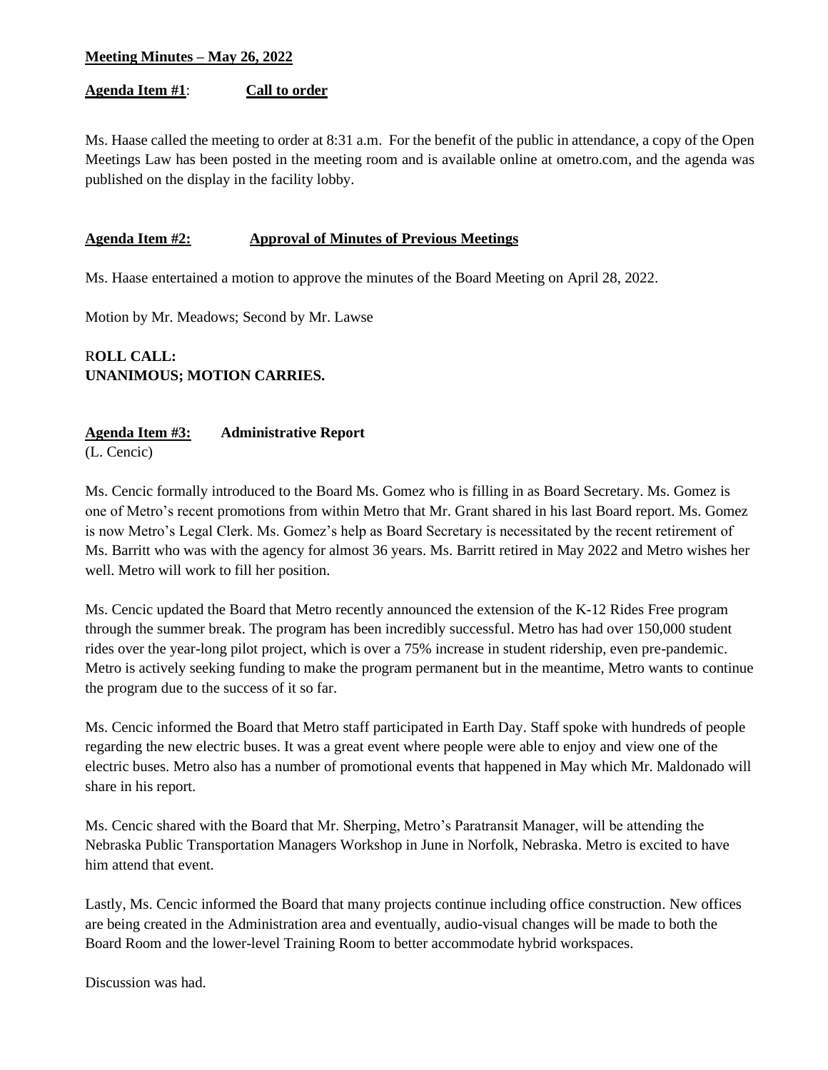**Meeting Minutes – May 26, 2022**

**Agenda Item #1**: **Call to order**

Ms. Haase called the meeting to order at 8:31 a.m. For the benefit of the public in attendance, a copy of the Open Meetings Law has been posted in the meeting room and is available online at ometro.com, and the agenda was published on the display in the facility lobby.

**Agenda Item #2: Approval of Minutes of Previous Meetings**

Ms. Haase entertained a motion to approve the minutes of the Board Meeting on April 28, 2022.

Motion by Mr. Meadows; Second by Mr. Lawse

R**OLL CALL:**
**UNANIMOUS; MOTION CARRIES.**

**Agenda Item #3: Administrative Report**
(L. Cencic)

Ms. Cencic formally introduced to the Board Ms. Gomez who is filling in as Board Secretary. Ms. Gomez is one of Metro's recent promotions from within Metro that Mr. Grant shared in his last Board report. Ms. Gomez is now Metro's Legal Clerk. Ms. Gomez's help as Board Secretary is necessitated by the recent retirement of Ms. Barritt who was with the agency for almost 36 years. Ms. Barritt retired in May 2022 and Metro wishes her well. Metro will work to fill her position.

Ms. Cencic updated the Board that Metro recently announced the extension of the K-12 Rides Free program through the summer break. The program has been incredibly successful. Metro has had over 150,000 student rides over the year-long pilot project, which is over a 75% increase in student ridership, even pre-pandemic. Metro is actively seeking funding to make the program permanent but in the meantime, Metro wants to continue the program due to the success of it so far.

Ms. Cencic informed the Board that Metro staff participated in Earth Day. Staff spoke with hundreds of people regarding the new electric buses. It was a great event where people were able to enjoy and view one of the electric buses. Metro also has a number of promotional events that happened in May which Mr. Maldonado will share in his report.

Ms. Cencic shared with the Board that Mr. Sherping, Metro's Paratransit Manager, will be attending the Nebraska Public Transportation Managers Workshop in June in Norfolk, Nebraska. Metro is excited to have him attend that event.

Lastly, Ms. Cencic informed the Board that many projects continue including office construction. New offices are being created in the Administration area and eventually, audio-visual changes will be made to both the Board Room and the lower-level Training Room to better accommodate hybrid workspaces.

Discussion was had.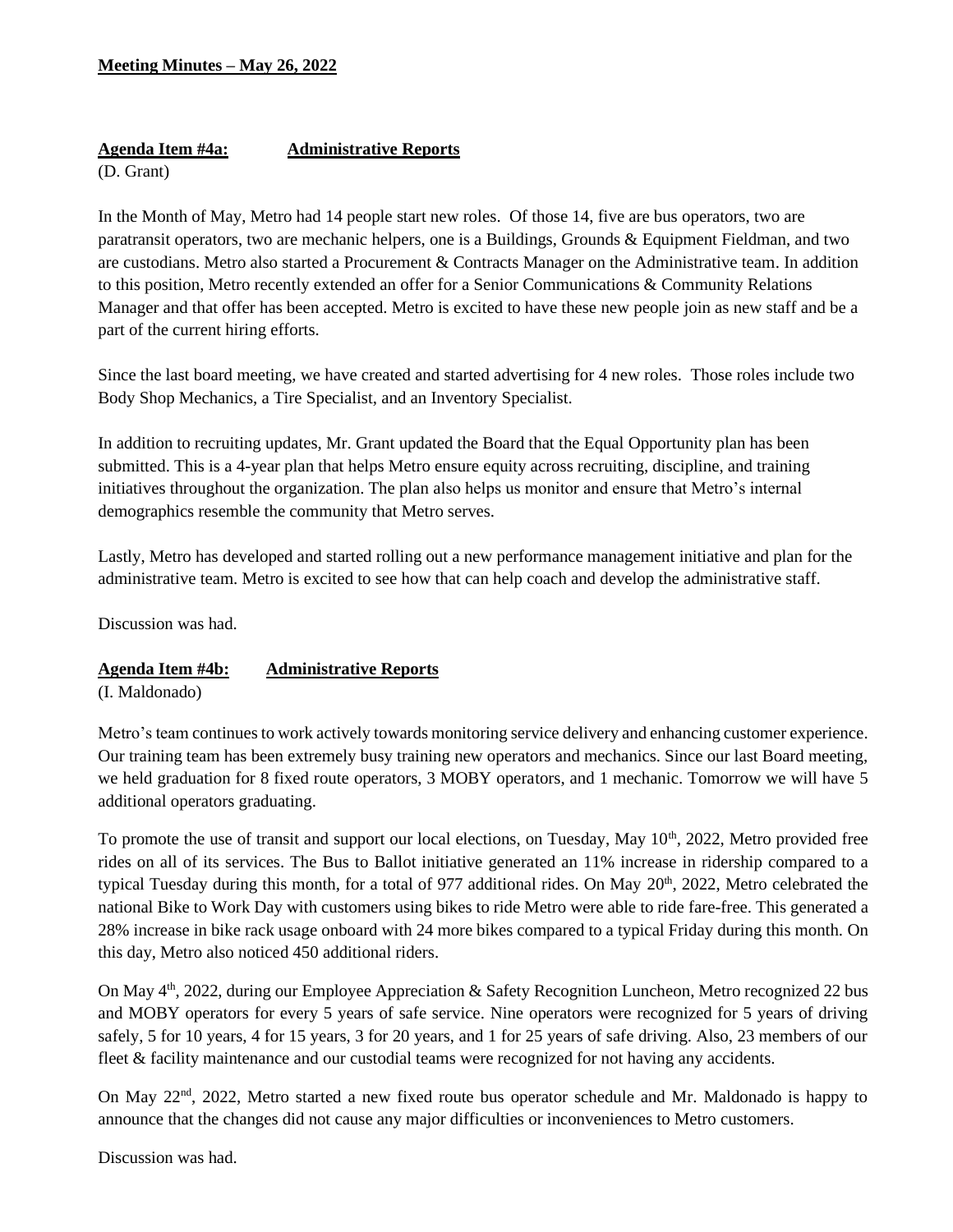**Meeting Minutes – May 26, 2022**

**Agenda Item #4a:** **Administrative Reports**
(D. Grant)

In the Month of May, Metro had 14 people start new roles. Of those 14, five are bus operators, two are paratransit operators, two are mechanic helpers, one is a Buildings, Grounds & Equipment Fieldman, and two are custodians. Metro also started a Procurement & Contracts Manager on the Administrative team. In addition to this position, Metro recently extended an offer for a Senior Communications & Community Relations Manager and that offer has been accepted. Metro is excited to have these new people join as new staff and be a part of the current hiring efforts.

Since the last board meeting, we have created and started advertising for 4 new roles. Those roles include two Body Shop Mechanics, a Tire Specialist, and an Inventory Specialist.

In addition to recruiting updates, Mr. Grant updated the Board that the Equal Opportunity plan has been submitted. This is a 4-year plan that helps Metro ensure equity across recruiting, discipline, and training initiatives throughout the organization. The plan also helps us monitor and ensure that Metro's internal demographics resemble the community that Metro serves.

Lastly, Metro has developed and started rolling out a new performance management initiative and plan for the administrative team. Metro is excited to see how that can help coach and develop the administrative staff.

Discussion was had.

**Agenda Item #4b:** **Administrative Reports**
(I. Maldonado)

Metro's team continues to work actively towards monitoring service delivery and enhancing customer experience. Our training team has been extremely busy training new operators and mechanics. Since our last Board meeting, we held graduation for 8 fixed route operators, 3 MOBY operators, and 1 mechanic. Tomorrow we will have 5 additional operators graduating.

To promote the use of transit and support our local elections, on Tuesday, May 10th, 2022, Metro provided free rides on all of its services. The Bus to Ballot initiative generated an 11% increase in ridership compared to a typical Tuesday during this month, for a total of 977 additional rides. On May 20th, 2022, Metro celebrated the national Bike to Work Day with customers using bikes to ride Metro were able to ride fare-free. This generated a 28% increase in bike rack usage onboard with 24 more bikes compared to a typical Friday during this month. On this day, Metro also noticed 450 additional riders.

On May 4th, 2022, during our Employee Appreciation & Safety Recognition Luncheon, Metro recognized 22 bus and MOBY operators for every 5 years of safe service. Nine operators were recognized for 5 years of driving safely, 5 for 10 years, 4 for 15 years, 3 for 20 years, and 1 for 25 years of safe driving. Also, 23 members of our fleet & facility maintenance and our custodial teams were recognized for not having any accidents.

On May 22nd, 2022, Metro started a new fixed route bus operator schedule and Mr. Maldonado is happy to announce that the changes did not cause any major difficulties or inconveniences to Metro customers.

Discussion was had.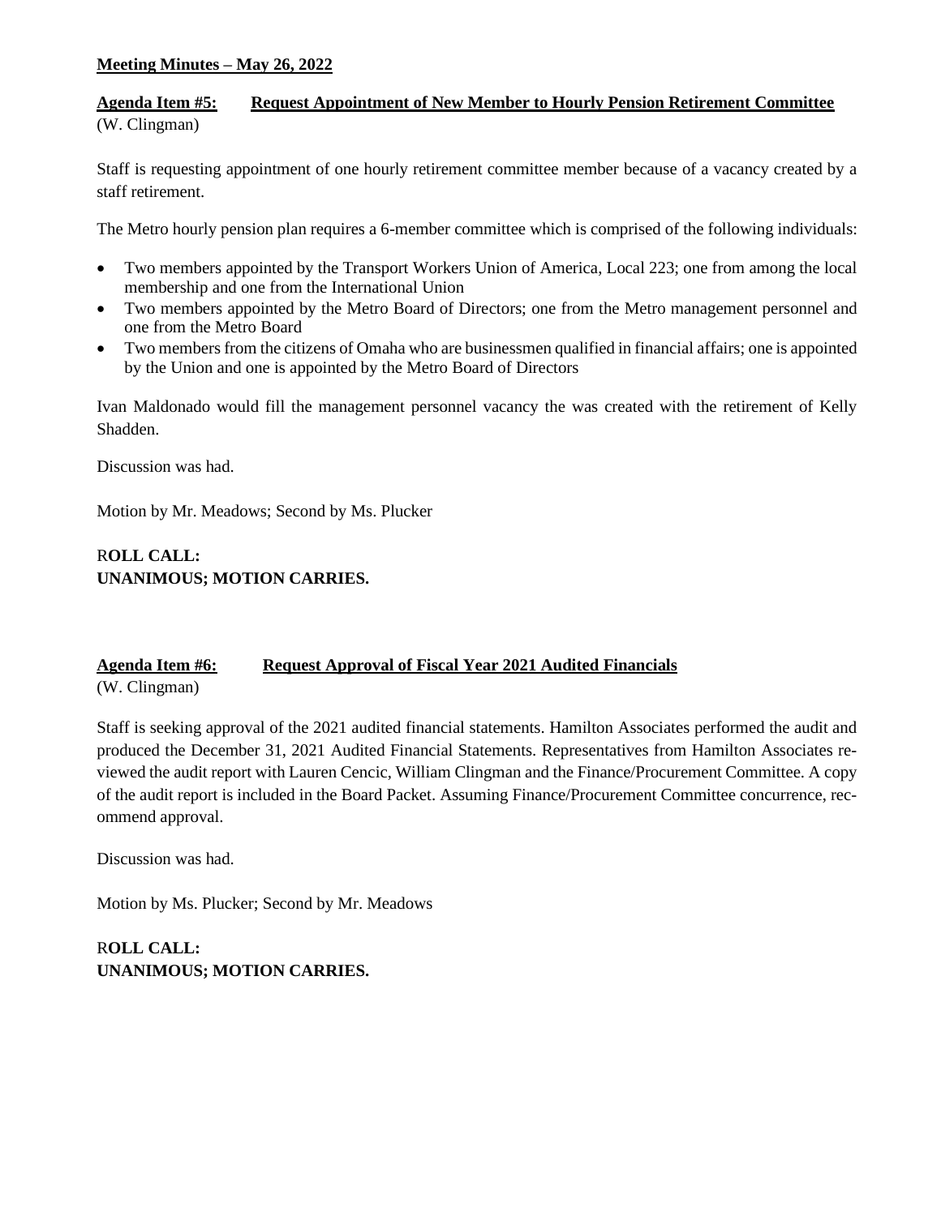**Meeting Minutes – May 26, 2022**

**Agenda Item #5: Request Appointment of New Member to Hourly Pension Retirement Committee**
(W. Clingman)

Staff is requesting appointment of one hourly retirement committee member because of a vacancy created by a staff retirement.

The Metro hourly pension plan requires a 6-member committee which is comprised of the following individuals:

- Two members appointed by the Transport Workers Union of America, Local 223; one from among the local membership and one from the International Union
- Two members appointed by the Metro Board of Directors; one from the Metro management personnel and one from the Metro Board
- Two members from the citizens of Omaha who are businessmen qualified in financial affairs; one is appointed by the Union and one is appointed by the Metro Board of Directors

Ivan Maldonado would fill the management personnel vacancy the was created with the retirement of Kelly Shadden.

Discussion was had.

Motion by Mr. Meadows; Second by Ms. Plucker

R**OLL CALL:**
**UNANIMOUS; MOTION CARRIES.**

**Agenda Item #6: Request Approval of Fiscal Year 2021 Audited Financials**
(W. Clingman)

Staff is seeking approval of the 2021 audited financial statements. Hamilton Associates performed the audit and produced the December 31, 2021 Audited Financial Statements. Representatives from Hamilton Associates reviewed the audit report with Lauren Cencic, William Clingman and the Finance/Procurement Committee. A copy of the audit report is included in the Board Packet. Assuming Finance/Procurement Committee concurrence, recommend approval.

Discussion was had.

Motion by Ms. Plucker; Second by Mr. Meadows

R**OLL CALL:**
**UNANIMOUS; MOTION CARRIES.**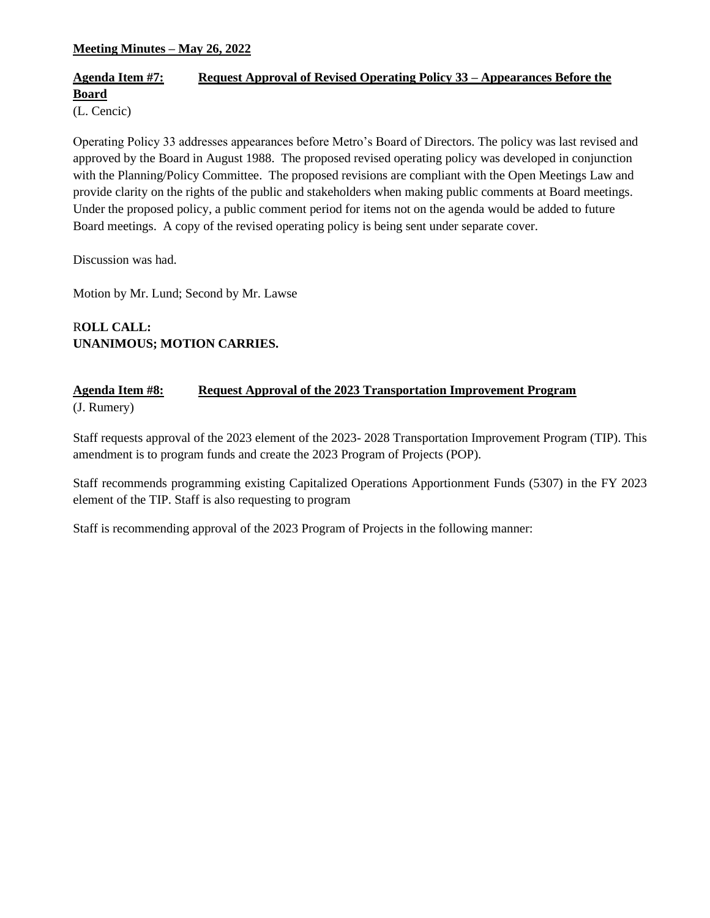**Meeting Minutes – May 26, 2022**

**Agenda Item #7: Request Approval of Revised Operating Policy 33 – Appearances Before the Board**
(L. Cencic)

Operating Policy 33 addresses appearances before Metro's Board of Directors. The policy was last revised and approved by the Board in August 1988. The proposed revised operating policy was developed in conjunction with the Planning/Policy Committee. The proposed revisions are compliant with the Open Meetings Law and provide clarity on the rights of the public and stakeholders when making public comments at Board meetings. Under the proposed policy, a public comment period for items not on the agenda would be added to future Board meetings. A copy of the revised operating policy is being sent under separate cover.

Discussion was had.

Motion by Mr. Lund; Second by Mr. Lawse

R**OLL CALL:**
**UNANIMOUS; MOTION CARRIES.**

**Agenda Item #8: Request Approval of the 2023 Transportation Improvement Program**
(J. Rumery)

Staff requests approval of the 2023 element of the 2023- 2028 Transportation Improvement Program (TIP). This amendment is to program funds and create the 2023 Program of Projects (POP).

Staff recommends programming existing Capitalized Operations Apportionment Funds (5307) in the FY 2023 element of the TIP. Staff is also requesting to program

Staff is recommending approval of the 2023 Program of Projects in the following manner: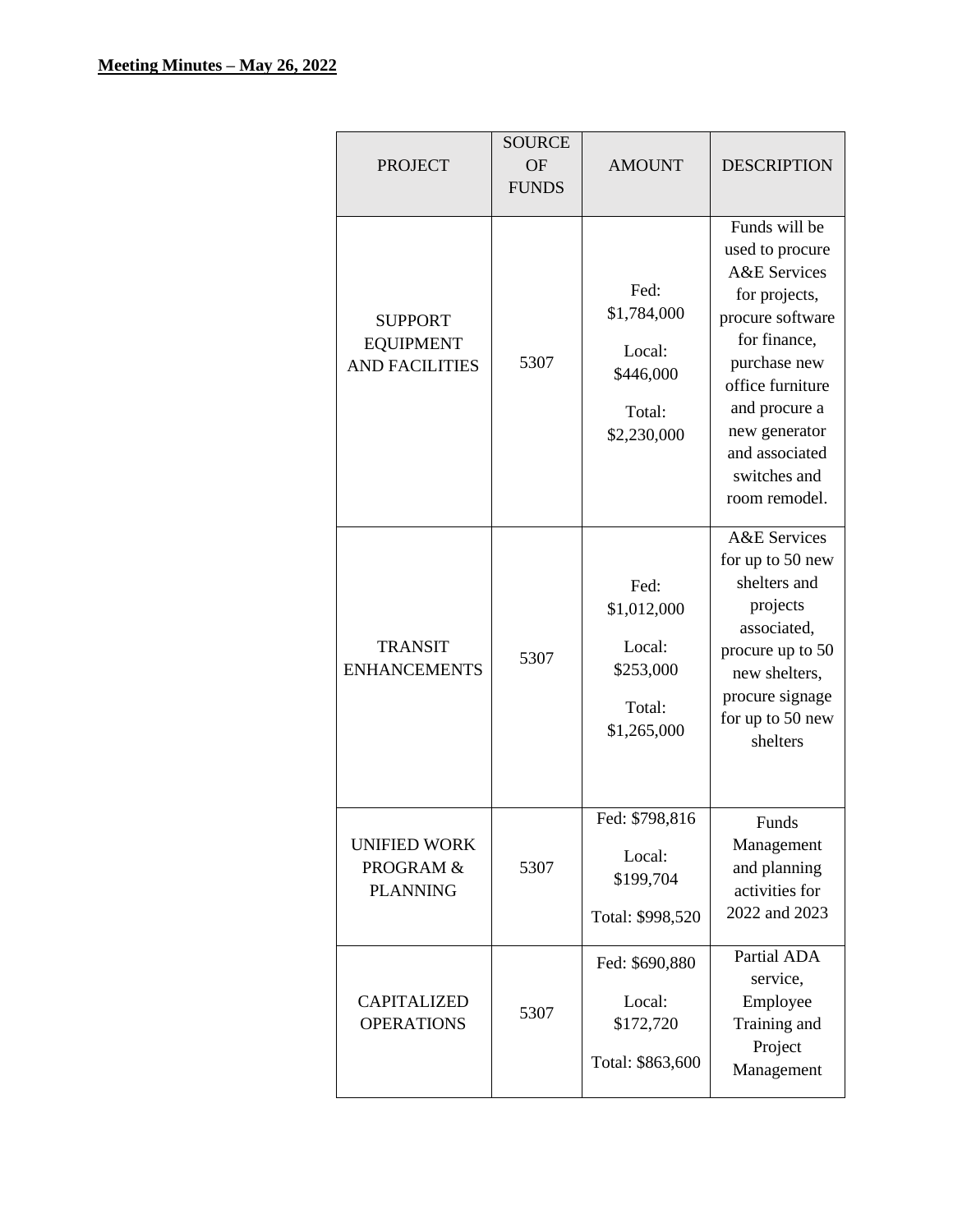**Meeting Minutes – May 26, 2022**

| PROJECT | SOURCE OF FUNDS | AMOUNT | DESCRIPTION |
|---|---|---|---|
| SUPPORT EQUIPMENT AND FACILITIES | 5307 | Fed: $1,784,000<br>Local: $446,000<br>Total: $2,230,000 | Funds will be used to procure A&E Services for projects, procure software for finance, purchase new office furniture and procure a new generator and associated switches and room remodel. |
| TRANSIT ENHANCEMENTS | 5307 | Fed: $1,012,000<br>Local: $253,000<br>Total: $1,265,000 | A&E Services for up to 50 new shelters and projects associated, procure up to 50 new shelters, procure signage for up to 50 new shelters |
| UNIFIED WORK PROGRAM & PLANNING | 5307 | Fed: $798,816<br>Local: $199,704<br>Total: $998,520 | Funds Management and planning activities for 2022 and 2023 |
| CAPITALIZED OPERATIONS | 5307 | Fed: $690,880<br>Local: $172,720<br>Total: $863,600 | Partial ADA service, Employee Training and Project Management |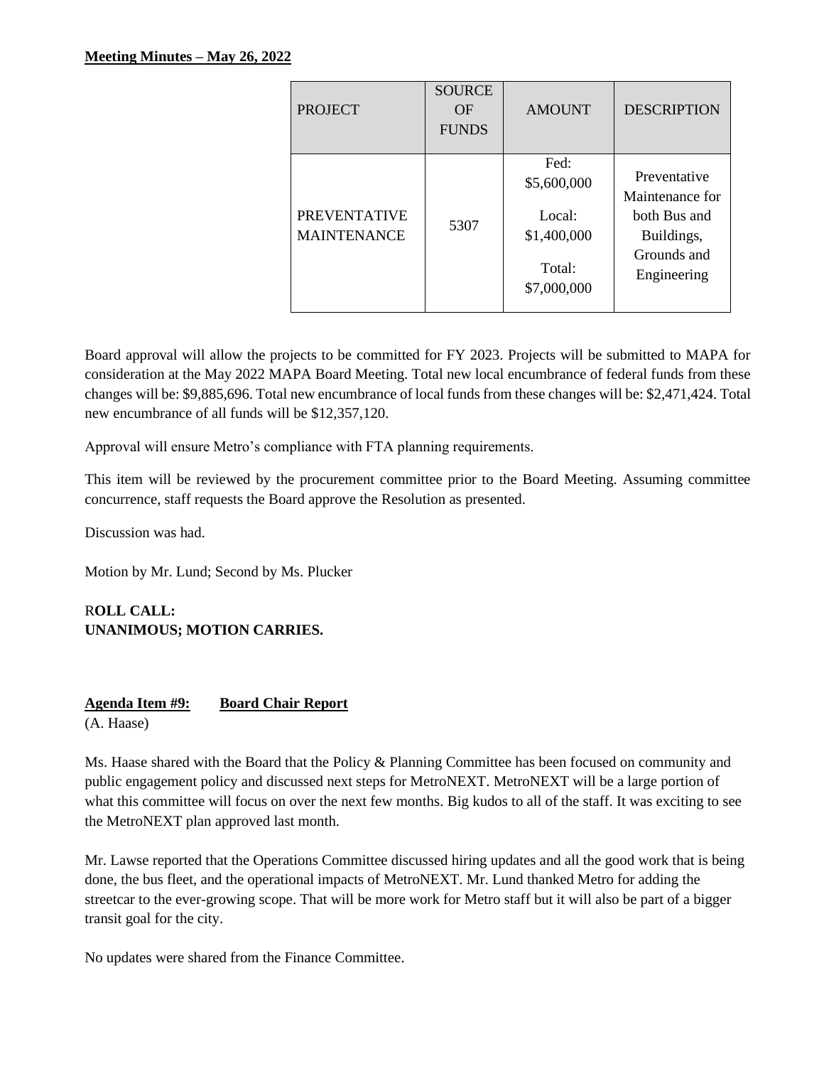**Meeting Minutes – May 26, 2022**

| PROJECT | SOURCE OF FUNDS | AMOUNT | DESCRIPTION |
|---|---|---|---|
| PREVENTATIVE MAINTENANCE | 5307 | Fed: $5,600,000<br>Local: $1,400,000<br>Total: $7,000,000 | Preventative Maintenance for both Bus and Buildings, Grounds and Engineering |

Board approval will allow the projects to be committed for FY 2023. Projects will be submitted to MAPA for consideration at the May 2022 MAPA Board Meeting. Total new local encumbrance of federal funds from these changes will be: $9,885,696. Total new encumbrance of local funds from these changes will be: $2,471,424. Total new encumbrance of all funds will be $12,357,120.

Approval will ensure Metro's compliance with FTA planning requirements.

This item will be reviewed by the procurement committee prior to the Board Meeting. Assuming committee concurrence, staff requests the Board approve the Resolution as presented.

Discussion was had.

Motion by Mr. Lund; Second by Ms. Plucker

**ROLL CALL:**
**UNANIMOUS; MOTION CARRIES.**

**Agenda Item #9: Board Chair Report**
(A. Haase)

Ms. Haase shared with the Board that the Policy & Planning Committee has been focused on community and public engagement policy and discussed next steps for MetroNEXT. MetroNEXT will be a large portion of what this committee will focus on over the next few months. Big kudos to all of the staff. It was exciting to see the MetroNEXT plan approved last month.

Mr. Lawse reported that the Operations Committee discussed hiring updates and all the good work that is being done, the bus fleet, and the operational impacts of MetroNEXT. Mr. Lund thanked Metro for adding the streetcar to the ever-growing scope. That will be more work for Metro staff but it will also be part of a bigger transit goal for the city.

No updates were shared from the Finance Committee.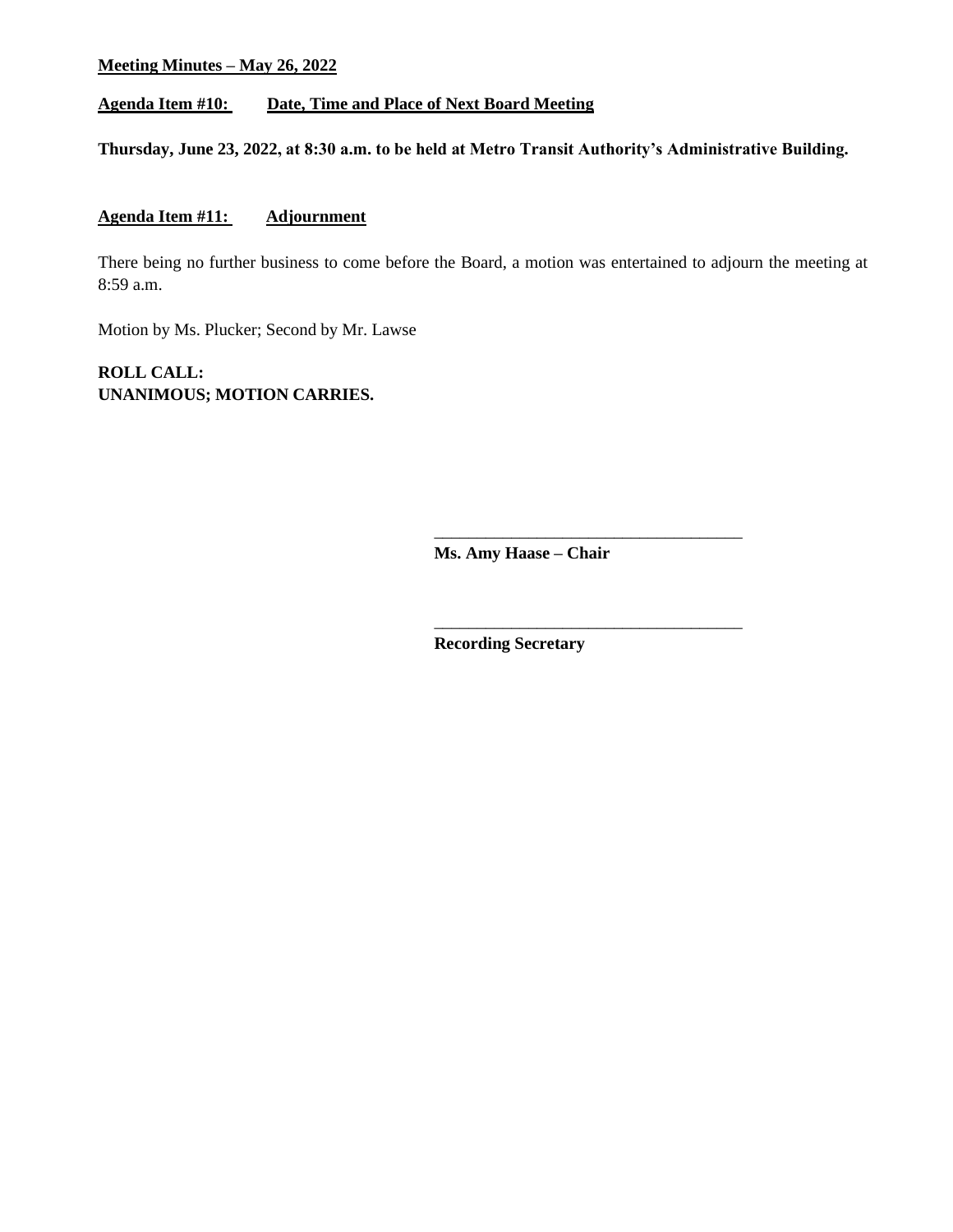**Meeting Minutes – May 26, 2022**

**Agenda Item #10: Date, Time and Place of Next Board Meeting**

**Thursday, June 23, 2022, at 8:30 a.m. to be held at Metro Transit Authority's Administrative Building.**

**Agenda Item #11: Adjournment**

There being no further business to come before the Board, a motion was entertained to adjourn the meeting at 8:59 a.m.

Motion by Ms. Plucker; Second by Mr. Lawse

**ROLL CALL:**
**UNANIMOUS; MOTION CARRIES.**

\_\_\_\_\_\_\_\_\_\_\_\_\_\_\_\_\_\_\_\_\_\_\_\_\_\_\_\_\_\_\_\_\_\_\_\_
**Ms. Amy Haase – Chair**

\_\_\_\_\_\_\_\_\_\_\_\_\_\_\_\_\_\_\_\_\_\_\_\_\_\_\_\_\_\_\_\_\_\_\_\_
**Recording Secretary**